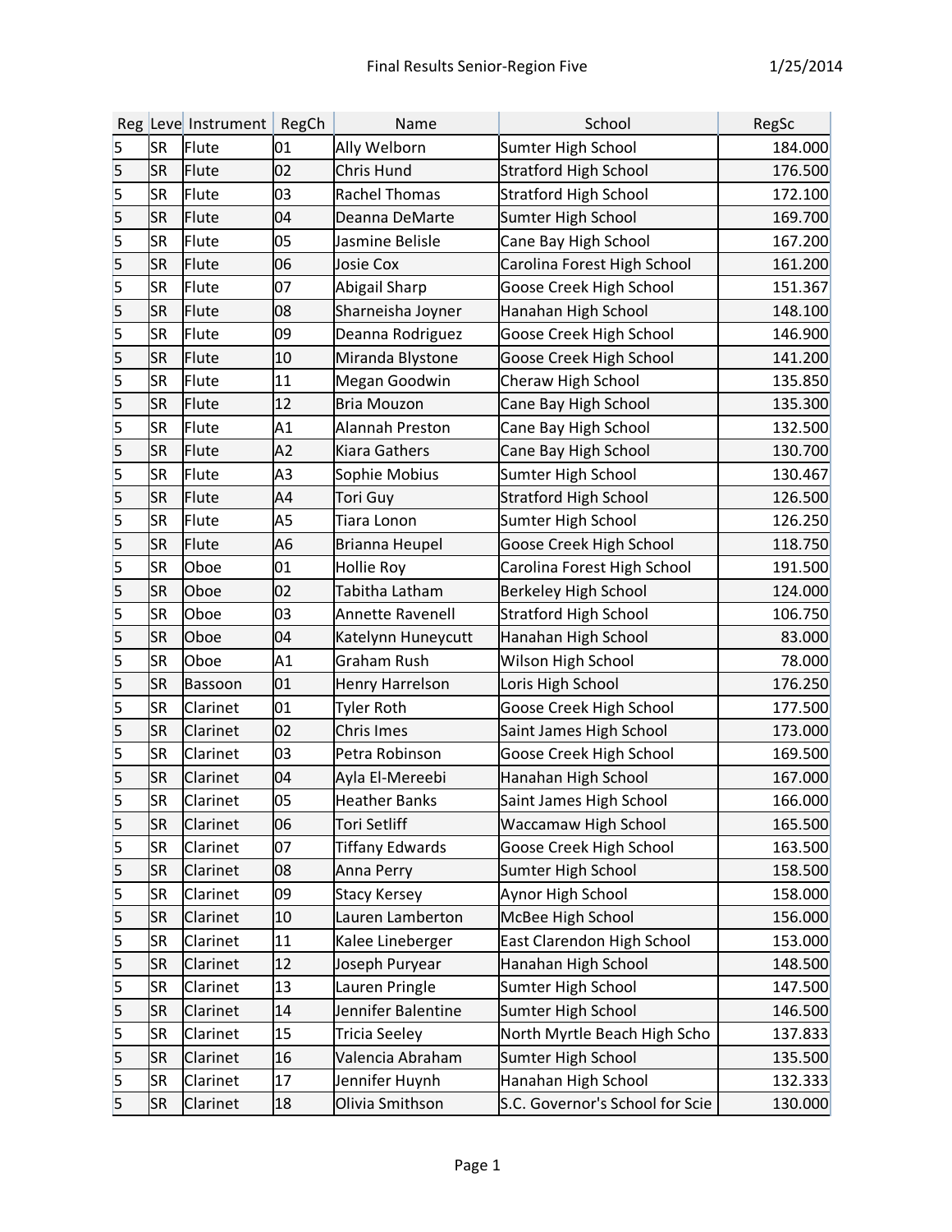Final Results Senior-Region Five 1/25/2014

| Reg | Leve | Instrument | RegCh | Name | School | RegSc |
|---|---|---|---|---|---|---|
| 5 | SR | Flute | 01 | Ally Welborn | Sumter High School | 184.000 |
| 5 | SR | Flute | 02 | Chris Hund | Stratford High School | 176.500 |
| 5 | SR | Flute | 03 | Rachel Thomas | Stratford High School | 172.100 |
| 5 | SR | Flute | 04 | Deanna DeMarte | Sumter High School | 169.700 |
| 5 | SR | Flute | 05 | Jasmine Belisle | Cane Bay High School | 167.200 |
| 5 | SR | Flute | 06 | Josie Cox | Carolina Forest High School | 161.200 |
| 5 | SR | Flute | 07 | Abigail Sharp | Goose Creek High School | 151.367 |
| 5 | SR | Flute | 08 | Sharneisha Joyner | Hanahan High School | 148.100 |
| 5 | SR | Flute | 09 | Deanna Rodriguez | Goose Creek High School | 146.900 |
| 5 | SR | Flute | 10 | Miranda Blystone | Goose Creek High School | 141.200 |
| 5 | SR | Flute | 11 | Megan Goodwin | Cheraw High School | 135.850 |
| 5 | SR | Flute | 12 | Bria Mouzon | Cane Bay High School | 135.300 |
| 5 | SR | Flute | A1 | Alannah Preston | Cane Bay High School | 132.500 |
| 5 | SR | Flute | A2 | Kiara Gathers | Cane Bay High School | 130.700 |
| 5 | SR | Flute | A3 | Sophie Mobius | Sumter High School | 130.467 |
| 5 | SR | Flute | A4 | Tori Guy | Stratford High School | 126.500 |
| 5 | SR | Flute | A5 | Tiara Lonon | Sumter High School | 126.250 |
| 5 | SR | Flute | A6 | Brianna Heupel | Goose Creek High School | 118.750 |
| 5 | SR | Oboe | 01 | Hollie Roy | Carolina Forest High School | 191.500 |
| 5 | SR | Oboe | 02 | Tabitha Latham | Berkeley High School | 124.000 |
| 5 | SR | Oboe | 03 | Annette Ravenell | Stratford High School | 106.750 |
| 5 | SR | Oboe | 04 | Katelynn Huneycutt | Hanahan High School | 83.000 |
| 5 | SR | Oboe | A1 | Graham Rush | Wilson High School | 78.000 |
| 5 | SR | Bassoon | 01 | Henry Harrelson | Loris High School | 176.250 |
| 5 | SR | Clarinet | 01 | Tyler Roth | Goose Creek High School | 177.500 |
| 5 | SR | Clarinet | 02 | Chris Imes | Saint James High School | 173.000 |
| 5 | SR | Clarinet | 03 | Petra Robinson | Goose Creek High School | 169.500 |
| 5 | SR | Clarinet | 04 | Ayla El-Mereebi | Hanahan High School | 167.000 |
| 5 | SR | Clarinet | 05 | Heather Banks | Saint James High School | 166.000 |
| 5 | SR | Clarinet | 06 | Tori Setliff | Waccamaw High School | 165.500 |
| 5 | SR | Clarinet | 07 | Tiffany Edwards | Goose Creek High School | 163.500 |
| 5 | SR | Clarinet | 08 | Anna Perry | Sumter High School | 158.500 |
| 5 | SR | Clarinet | 09 | Stacy Kersey | Aynor High School | 158.000 |
| 5 | SR | Clarinet | 10 | Lauren Lamberton | McBee High School | 156.000 |
| 5 | SR | Clarinet | 11 | Kalee Lineberger | East Clarendon High School | 153.000 |
| 5 | SR | Clarinet | 12 | Joseph Puryear | Hanahan High School | 148.500 |
| 5 | SR | Clarinet | 13 | Lauren Pringle | Sumter High School | 147.500 |
| 5 | SR | Clarinet | 14 | Jennifer Balentine | Sumter High School | 146.500 |
| 5 | SR | Clarinet | 15 | Tricia Seeley | North Myrtle Beach High Scho | 137.833 |
| 5 | SR | Clarinet | 16 | Valencia Abraham | Sumter High School | 135.500 |
| 5 | SR | Clarinet | 17 | Jennifer Huynh | Hanahan High School | 132.333 |
| 5 | SR | Clarinet | 18 | Olivia Smithson | S.C. Governor's School for Scie | 130.000 |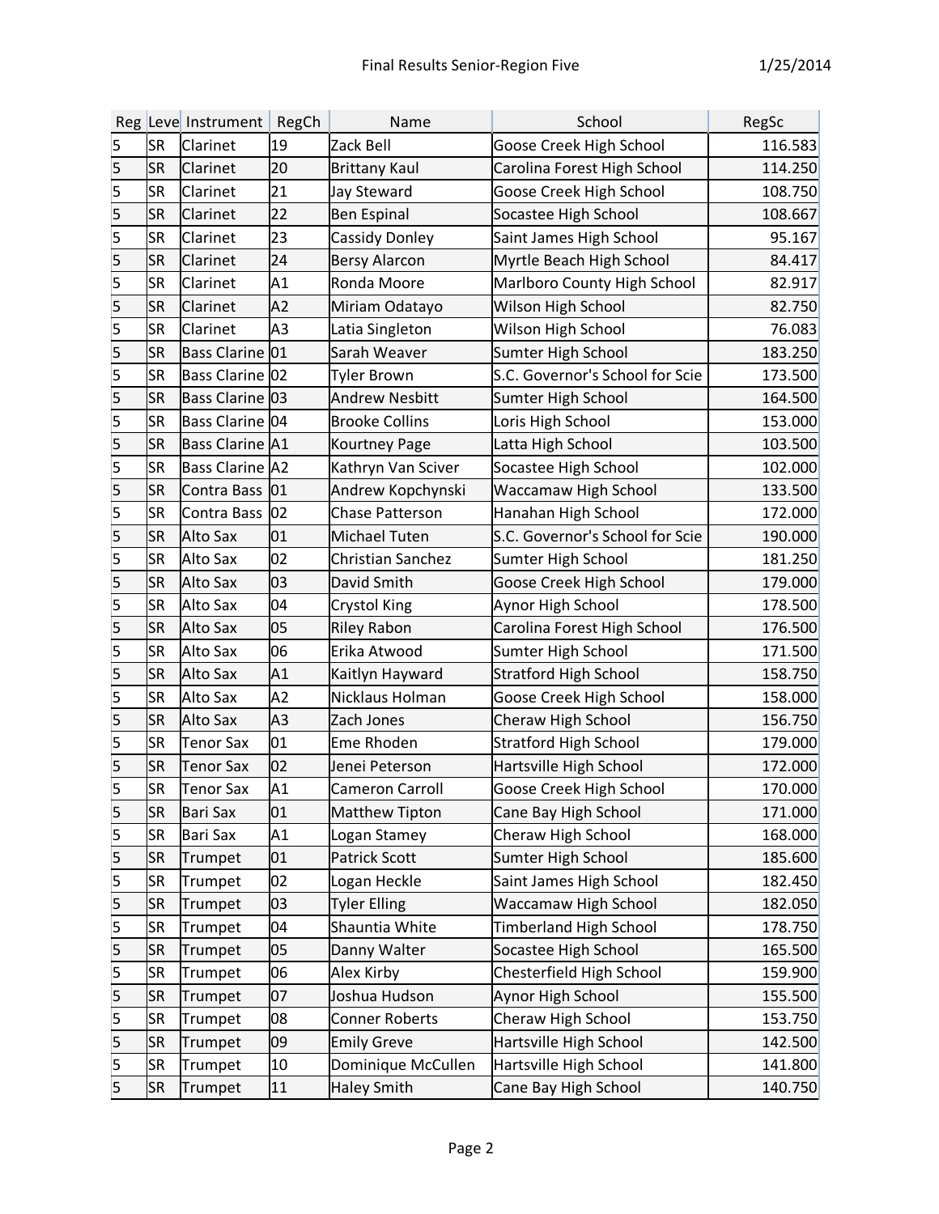| Reg | Leve | Instrument | RegCh | Name | School | RegSc |
|---|---|---|---|---|---|---|
| 5 | SR | Clarinet | 19 | Zack Bell | Goose Creek High School | 116.583 |
| 5 | SR | Clarinet | 20 | Brittany Kaul | Carolina Forest High School | 114.250 |
| 5 | SR | Clarinet | 21 | Jay Steward | Goose Creek High School | 108.750 |
| 5 | SR | Clarinet | 22 | Ben Espinal | Socastee High School | 108.667 |
| 5 | SR | Clarinet | 23 | Cassidy Donley | Saint James High School | 95.167 |
| 5 | SR | Clarinet | 24 | Bersy Alarcon | Myrtle Beach High School | 84.417 |
| 5 | SR | Clarinet | A1 | Ronda Moore | Marlboro County High School | 82.917 |
| 5 | SR | Clarinet | A2 | Miriam Odatayo | Wilson High School | 82.750 |
| 5 | SR | Clarinet | A3 | Latia Singleton | Wilson High School | 76.083 |
| 5 | SR | Bass Clarine | 01 | Sarah Weaver | Sumter High School | 183.250 |
| 5 | SR | Bass Clarine | 02 | Tyler Brown | S.C. Governor's School for Scie | 173.500 |
| 5 | SR | Bass Clarine | 03 | Andrew Nesbitt | Sumter High School | 164.500 |
| 5 | SR | Bass Clarine | 04 | Brooke Collins | Loris High School | 153.000 |
| 5 | SR | Bass Clarine | A1 | Kourtney Page | Latta High School | 103.500 |
| 5 | SR | Bass Clarine | A2 | Kathryn Van Sciver | Socastee High School | 102.000 |
| 5 | SR | Contra Bass | 01 | Andrew Kopchynski | Waccamaw High School | 133.500 |
| 5 | SR | Contra Bass | 02 | Chase Patterson | Hanahan High School | 172.000 |
| 5 | SR | Alto Sax | 01 | Michael Tuten | S.C. Governor's School for Scie | 190.000 |
| 5 | SR | Alto Sax | 02 | Christian Sanchez | Sumter High School | 181.250 |
| 5 | SR | Alto Sax | 03 | David Smith | Goose Creek High School | 179.000 |
| 5 | SR | Alto Sax | 04 | Crystol King | Aynor High School | 178.500 |
| 5 | SR | Alto Sax | 05 | Riley Rabon | Carolina Forest High School | 176.500 |
| 5 | SR | Alto Sax | 06 | Erika Atwood | Sumter High School | 171.500 |
| 5 | SR | Alto Sax | A1 | Kaitlyn Hayward | Stratford High School | 158.750 |
| 5 | SR | Alto Sax | A2 | Nicklaus Holman | Goose Creek High School | 158.000 |
| 5 | SR | Alto Sax | A3 | Zach Jones | Cheraw High School | 156.750 |
| 5 | SR | Tenor Sax | 01 | Eme Rhoden | Stratford High School | 179.000 |
| 5 | SR | Tenor Sax | 02 | Jenei Peterson | Hartsville High School | 172.000 |
| 5 | SR | Tenor Sax | A1 | Cameron Carroll | Goose Creek High School | 170.000 |
| 5 | SR | Bari Sax | 01 | Matthew Tipton | Cane Bay High School | 171.000 |
| 5 | SR | Bari Sax | A1 | Logan Stamey | Cheraw High School | 168.000 |
| 5 | SR | Trumpet | 01 | Patrick Scott | Sumter High School | 185.600 |
| 5 | SR | Trumpet | 02 | Logan Heckle | Saint James High School | 182.450 |
| 5 | SR | Trumpet | 03 | Tyler Elling | Waccamaw High School | 182.050 |
| 5 | SR | Trumpet | 04 | Shauntia White | Timberland High School | 178.750 |
| 5 | SR | Trumpet | 05 | Danny Walter | Socastee High School | 165.500 |
| 5 | SR | Trumpet | 06 | Alex Kirby | Chesterfield High School | 159.900 |
| 5 | SR | Trumpet | 07 | Joshua Hudson | Aynor High School | 155.500 |
| 5 | SR | Trumpet | 08 | Conner Roberts | Cheraw High School | 153.750 |
| 5 | SR | Trumpet | 09 | Emily Greve | Hartsville High School | 142.500 |
| 5 | SR | Trumpet | 10 | Dominique McCullen | Hartsville High School | 141.800 |
| 5 | SR | Trumpet | 11 | Haley Smith | Cane Bay High School | 140.750 |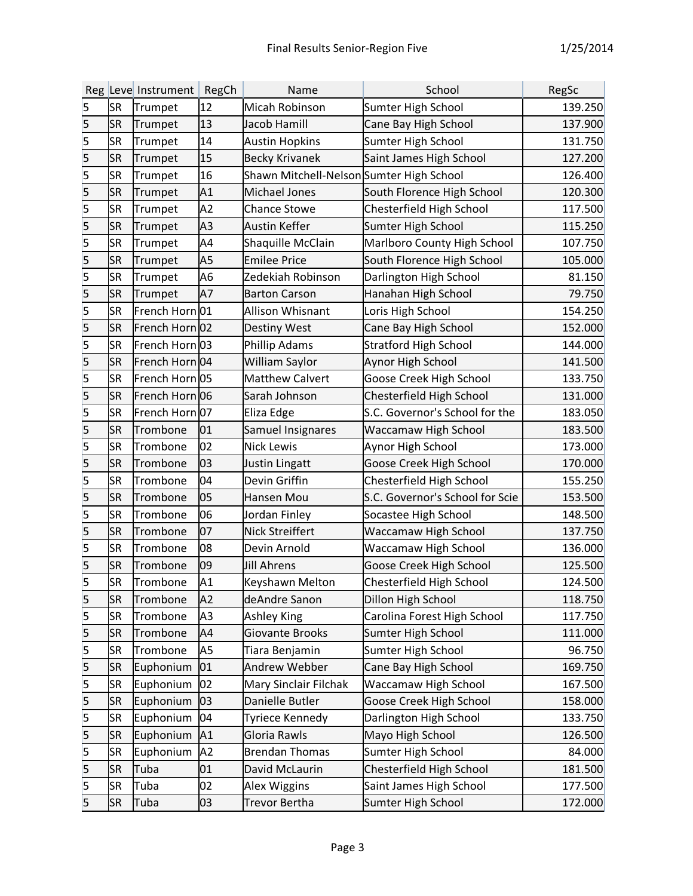Final Results Senior-Region Five 1/25/2014

| Reg | Leve | Instrument | RegCh | Name | School | RegSc |
|---|---|---|---|---|---|---|
| 5 | SR | Trumpet | 12 | Micah Robinson | Sumter High School | 139.250 |
| 5 | SR | Trumpet | 13 | Jacob Hamill | Cane Bay High School | 137.900 |
| 5 | SR | Trumpet | 14 | Austin Hopkins | Sumter High School | 131.750 |
| 5 | SR | Trumpet | 15 | Becky Krivanek | Saint James High School | 127.200 |
| 5 | SR | Trumpet | 16 | Shawn Mitchell-Nelson | Sumter High School | 126.400 |
| 5 | SR | Trumpet | A1 | Michael Jones | South Florence High School | 120.300 |
| 5 | SR | Trumpet | A2 | Chance Stowe | Chesterfield High School | 117.500 |
| 5 | SR | Trumpet | A3 | Austin Keffer | Sumter High School | 115.250 |
| 5 | SR | Trumpet | A4 | Shaquille McClain | Marlboro County High School | 107.750 |
| 5 | SR | Trumpet | A5 | Emilee Price | South Florence High School | 105.000 |
| 5 | SR | Trumpet | A6 | Zedekiah Robinson | Darlington High School | 81.150 |
| 5 | SR | Trumpet | A7 | Barton Carson | Hanahan High School | 79.750 |
| 5 | SR | French Horn | 01 | Allison Whisnant | Loris High School | 154.250 |
| 5 | SR | French Horn | 02 | Destiny West | Cane Bay High School | 152.000 |
| 5 | SR | French Horn | 03 | Phillip Adams | Stratford High School | 144.000 |
| 5 | SR | French Horn | 04 | William Saylor | Aynor High School | 141.500 |
| 5 | SR | French Horn | 05 | Matthew Calvert | Goose Creek High School | 133.750 |
| 5 | SR | French Horn | 06 | Sarah Johnson | Chesterfield High School | 131.000 |
| 5 | SR | French Horn | 07 | Eliza Edge | S.C. Governor's School for the | 183.050 |
| 5 | SR | Trombone | 01 | Samuel Insignares | Waccamaw High School | 183.500 |
| 5 | SR | Trombone | 02 | Nick Lewis | Aynor High School | 173.000 |
| 5 | SR | Trombone | 03 | Justin Lingatt | Goose Creek High School | 170.000 |
| 5 | SR | Trombone | 04 | Devin Griffin | Chesterfield High School | 155.250 |
| 5 | SR | Trombone | 05 | Hansen Mou | S.C. Governor's School for Scie | 153.500 |
| 5 | SR | Trombone | 06 | Jordan Finley | Socastee High School | 148.500 |
| 5 | SR | Trombone | 07 | Nick Streiffert | Waccamaw High School | 137.750 |
| 5 | SR | Trombone | 08 | Devin Arnold | Waccamaw High School | 136.000 |
| 5 | SR | Trombone | 09 | Jill Ahrens | Goose Creek High School | 125.500 |
| 5 | SR | Trombone | A1 | Keyshawn Melton | Chesterfield High School | 124.500 |
| 5 | SR | Trombone | A2 | deAndre Sanon | Dillon High School | 118.750 |
| 5 | SR | Trombone | A3 | Ashley King | Carolina Forest High School | 117.750 |
| 5 | SR | Trombone | A4 | Giovante Brooks | Sumter High School | 111.000 |
| 5 | SR | Trombone | A5 | Tiara Benjamin | Sumter High School | 96.750 |
| 5 | SR | Euphonium | 01 | Andrew Webber | Cane Bay High School | 169.750 |
| 5 | SR | Euphonium | 02 | Mary Sinclair Filchak | Waccamaw High School | 167.500 |
| 5 | SR | Euphonium | 03 | Danielle Butler | Goose Creek High School | 158.000 |
| 5 | SR | Euphonium | 04 | Tyriece Kennedy | Darlington High School | 133.750 |
| 5 | SR | Euphonium | A1 | Gloria Rawls | Mayo High School | 126.500 |
| 5 | SR | Euphonium | A2 | Brendan Thomas | Sumter High School | 84.000 |
| 5 | SR | Tuba | 01 | David McLaurin | Chesterfield High School | 181.500 |
| 5 | SR | Tuba | 02 | Alex Wiggins | Saint James High School | 177.500 |
| 5 | SR | Tuba | 03 | Trevor Bertha | Sumter High School | 172.000 |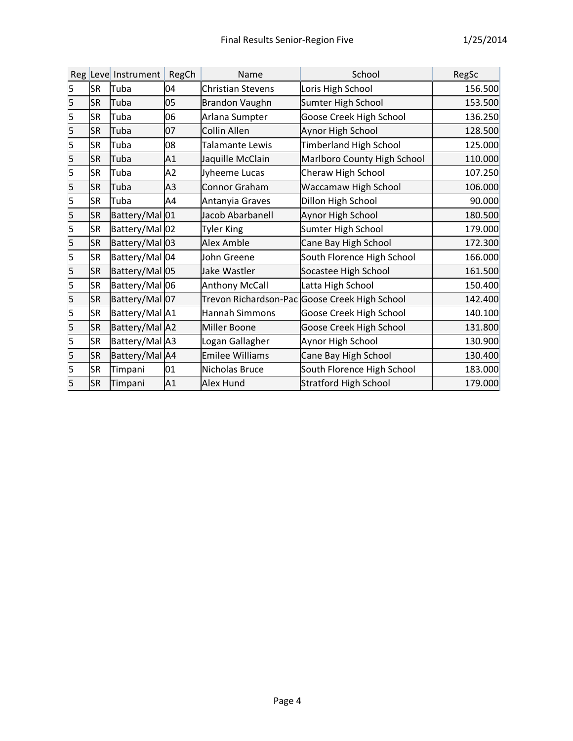| Reg | Leve | Instrument | RegCh | Name | School | RegSc |
|---|---|---|---|---|---|---|
| 5 | SR | Tuba | 04 | Christian Stevens | Loris High School | 156.500 |
| 5 | SR | Tuba | 05 | Brandon Vaughn | Sumter High School | 153.500 |
| 5 | SR | Tuba | 06 | Arlana Sumpter | Goose Creek High School | 136.250 |
| 5 | SR | Tuba | 07 | Collin Allen | Aynor High School | 128.500 |
| 5 | SR | Tuba | 08 | Talamante Lewis | Timberland High School | 125.000 |
| 5 | SR | Tuba | A1 | Jaquille McClain | Marlboro County High School | 110.000 |
| 5 | SR | Tuba | A2 | Jyheeme Lucas | Cheraw High School | 107.250 |
| 5 | SR | Tuba | A3 | Connor Graham | Waccamaw High School | 106.000 |
| 5 | SR | Tuba | A4 | Antanyia Graves | Dillon High School | 90.000 |
| 5 | SR | Battery/Mal | 01 | Jacob Abarbanell | Aynor High School | 180.500 |
| 5 | SR | Battery/Mal | 02 | Tyler King | Sumter High School | 179.000 |
| 5 | SR | Battery/Mal | 03 | Alex Amble | Cane Bay High School | 172.300 |
| 5 | SR | Battery/Mal | 04 | John Greene | South Florence High School | 166.000 |
| 5 | SR | Battery/Mal | 05 | Jake Wastler | Socastee High School | 161.500 |
| 5 | SR | Battery/Mal | 06 | Anthony McCall | Latta High School | 150.400 |
| 5 | SR | Battery/Mal | 07 | Trevon Richardson-Pac | Goose Creek High School | 142.400 |
| 5 | SR | Battery/Mal | A1 | Hannah Simmons | Goose Creek High School | 140.100 |
| 5 | SR | Battery/Mal | A2 | Miller Boone | Goose Creek High School | 131.800 |
| 5 | SR | Battery/Mal | A3 | Logan Gallagher | Aynor High School | 130.900 |
| 5 | SR | Battery/Mal | A4 | Emilee Williams | Cane Bay High School | 130.400 |
| 5 | SR | Timpani | 01 | Nicholas Bruce | South Florence High School | 183.000 |
| 5 | SR | Timpani | A1 | Alex Hund | Stratford High School | 179.000 |